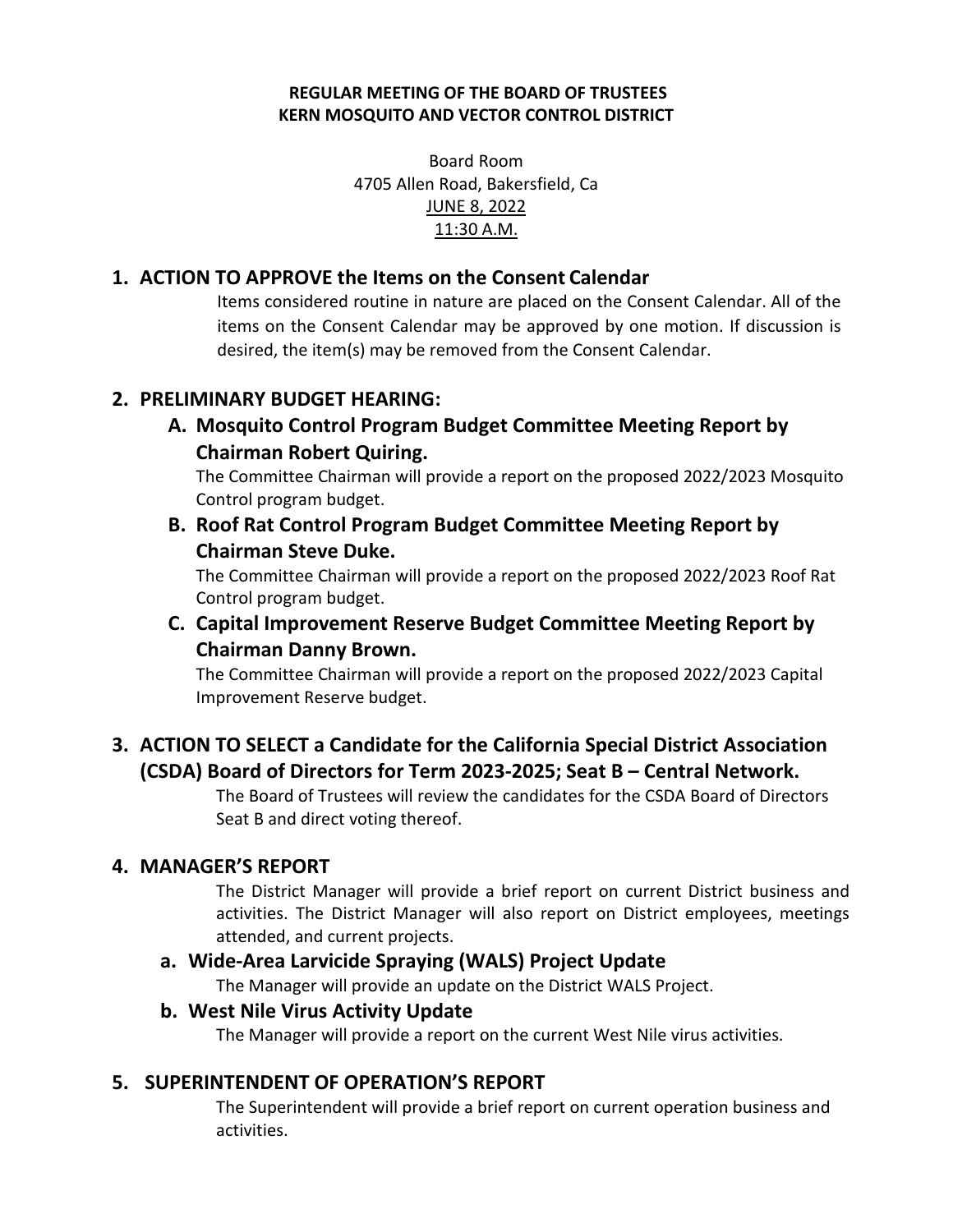**REGULAR MEETING OF THE BOARD OF TRUSTEES**
**KERN MOSQUITO AND VECTOR CONTROL DISTRICT**

Board Room
4705 Allen Road, Bakersfield, Ca
JUNE 8, 2022
11:30 A.M.

## 1. ACTION TO APPROVE the Items on the Consent Calendar

Items considered routine in nature are placed on the Consent Calendar. All of the items on the Consent Calendar may be approved by one motion. If discussion is desired, the item(s) may be removed from the Consent Calendar.

## 2. PRELIMINARY BUDGET HEARING:

### A. Mosquito Control Program Budget Committee Meeting Report by Chairman Robert Quiring.

The Committee Chairman will provide a report on the proposed 2022/2023 Mosquito Control program budget.

### B. Roof Rat Control Program Budget Committee Meeting Report by Chairman Steve Duke.

The Committee Chairman will provide a report on the proposed 2022/2023 Roof Rat Control program budget.

### C. Capital Improvement Reserve Budget Committee Meeting Report by Chairman Danny Brown.

The Committee Chairman will provide a report on the proposed 2022/2023 Capital Improvement Reserve budget.

## 3. ACTION TO SELECT a Candidate for the California Special District Association (CSDA) Board of Directors for Term 2023-2025; Seat B – Central Network.

The Board of Trustees will review the candidates for the CSDA Board of Directors Seat B and direct voting thereof.

## 4. MANAGER'S REPORT

The District Manager will provide a brief report on current District business and activities. The District Manager will also report on District employees, meetings attended, and current projects.

### a. Wide-Area Larvicide Spraying (WALS) Project Update

The Manager will provide an update on the District WALS Project.

### b. West Nile Virus Activity Update

The Manager will provide a report on the current West Nile virus activities.

## 5. SUPERINTENDENT OF OPERATION'S REPORT

The Superintendent will provide a brief report on current operation business and activities.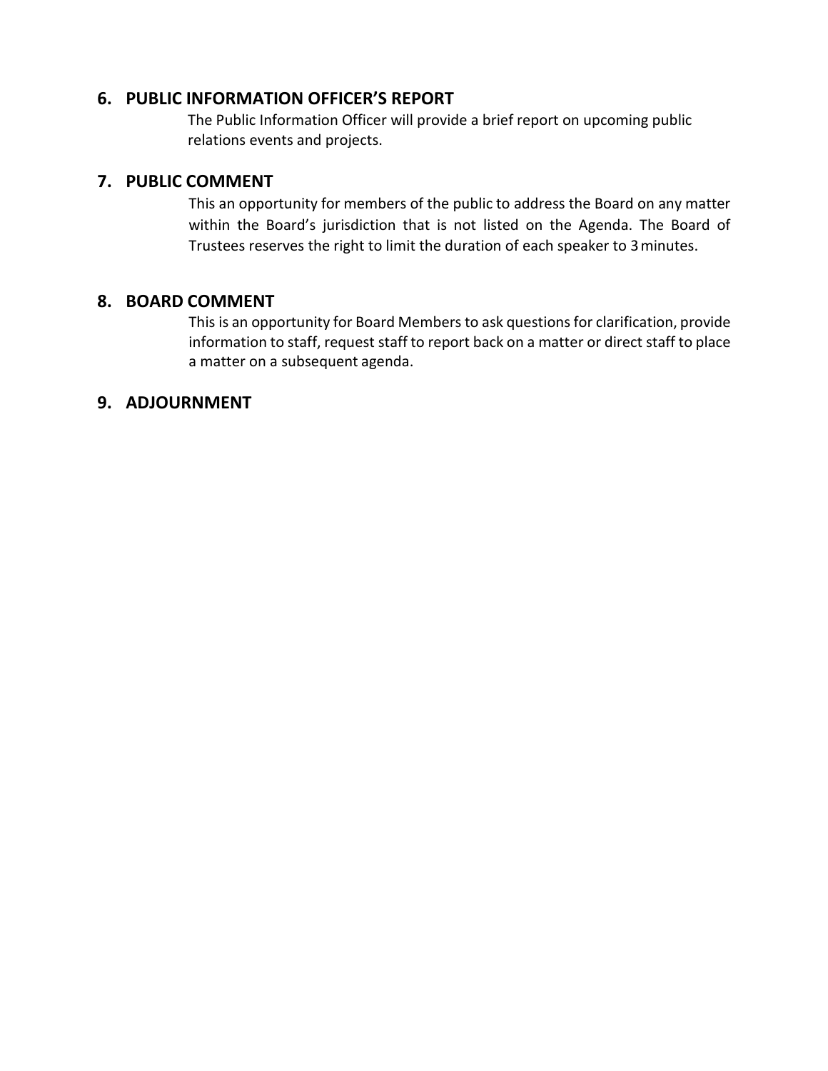## 6. PUBLIC INFORMATION OFFICER'S REPORT

The Public Information Officer will provide a brief report on upcoming public relations events and projects.

## 7. PUBLIC COMMENT

This an opportunity for members of the public to address the Board on any matter within the Board's jurisdiction that is not listed on the Agenda. The Board of Trustees reserves the right to limit the duration of each speaker to 3 minutes.

## 8. BOARD COMMENT

This is an opportunity for Board Members to ask questions for clarification, provide information to staff, request staff to report back on a matter or direct staff to place a matter on a subsequent agenda.

## 9. ADJOURNMENT